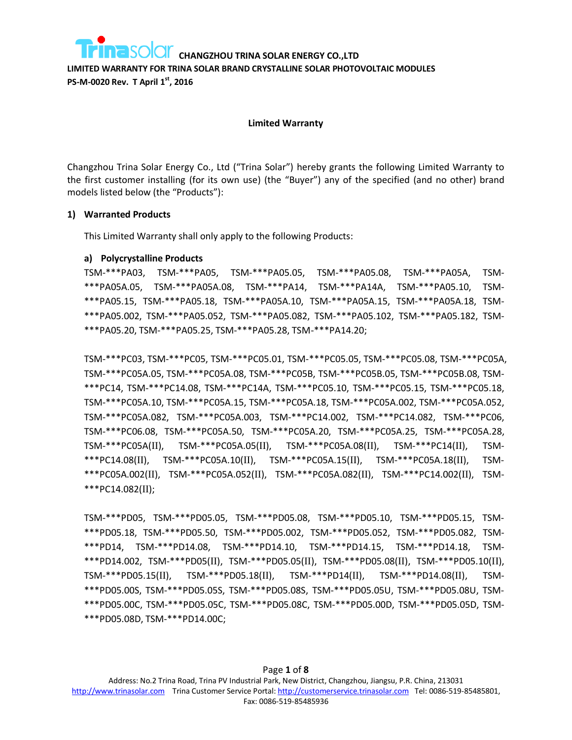CHANGZHOU TRINA SOLAR ENERGY CO.,LTD

**LIMITED WARRANTY FOR TRINA SOLAR BRAND CRYSTALLINE SOLAR PHOTOVOLTAIC MODULES**

**PS-M-0020 Rev. T April 1st, 2016**

# Limited Warranty

Changzhou Trina Solar Energy Co., Ltd ("Trina Solar") hereby grants the following Limited Warranty to the first customer installing (for its own use) (the "Buyer") any of the specified (and no other) brand models listed below (the "Products"):

## 1) Warranted Products

This Limited Warranty shall only apply to the following Products:

### a) Polycrystalline Products

TSM-***PA03, TSM-***PA05, TSM-***PA05.05, TSM-***PA05.08, TSM-***PA05A, TSM-***PA05A.05, TSM-***PA05A.08, TSM-***PA14, TSM-***PA14A, TSM-***PA05.10, TSM-***PA05.15, TSM-***PA05.18, TSM-***PA05A.10, TSM-***PA05A.15, TSM-***PA05A.18, TSM-***PA05.002, TSM-***PA05.052, TSM-***PA05.082, TSM-***PA05.102, TSM-***PA05.182, TSM-***PA05.20, TSM-***PA05.25, TSM-***PA05.28, TSM-***PA14.20;

TSM-***PC03, TSM-***PC05, TSM-***PC05.01, TSM-***PC05.05, TSM-***PC05.08, TSM-***PC05A, TSM-***PC05A.05, TSM-***PC05A.08, TSM-***PC05B, TSM-***PC05B.05, TSM-***PC05B.08, TSM-***PC14, TSM-***PC14.08, TSM-***PC14A, TSM-***PC05.10, TSM-***PC05.15, TSM-***PC05.18, TSM-***PC05A.10, TSM-***PC05A.15, TSM-***PC05A.18, TSM-***PC05A.002, TSM-***PC05A.052, TSM-***PC05A.082, TSM-***PC05A.003, TSM-***PC14.002, TSM-***PC14.082, TSM-***PC06, TSM-***PC06.08, TSM-***PC05A.50, TSM-***PC05A.20, TSM-***PC05A.25, TSM-***PC05A.28, TSM-***PC05A(II), TSM-***PC05A.05(II), TSM-***PC05A.08(II), TSM-***PC14(II), TSM-***PC14.08(II), TSM-***PC05A.10(II), TSM-***PC05A.15(II), TSM-***PC05A.18(II), TSM-***PC05A.002(II), TSM-***PC05A.052(II), TSM-***PC05A.082(II), TSM-***PC14.002(II), TSM-***PC14.082(II);

TSM-***PD05, TSM-***PD05.05, TSM-***PD05.08, TSM-***PD05.10, TSM-***PD05.15, TSM-***PD05.18, TSM-***PD05.50, TSM-***PD05.002, TSM-***PD05.052, TSM-***PD05.082, TSM-***PD14, TSM-***PD14.08, TSM-***PD14.10, TSM-***PD14.15, TSM-***PD14.18, TSM-***PD14.002, TSM-***PD05(II), TSM-***PD05.05(II), TSM-***PD05.08(II), TSM-***PD05.10(II), TSM-***PD05.15(II), TSM-***PD05.18(II), TSM-***PD14(II), TSM-***PD14.08(II), TSM-***PD05.00S, TSM-***PD05.05S, TSM-***PD05.08S, TSM-***PD05.05U, TSM-***PD05.08U, TSM-***PD05.00C, TSM-***PD05.05C, TSM-***PD05.08C, TSM-***PD05.00D, TSM-***PD05.05D, TSM-***PD05.08D, TSM-***PD14.00C;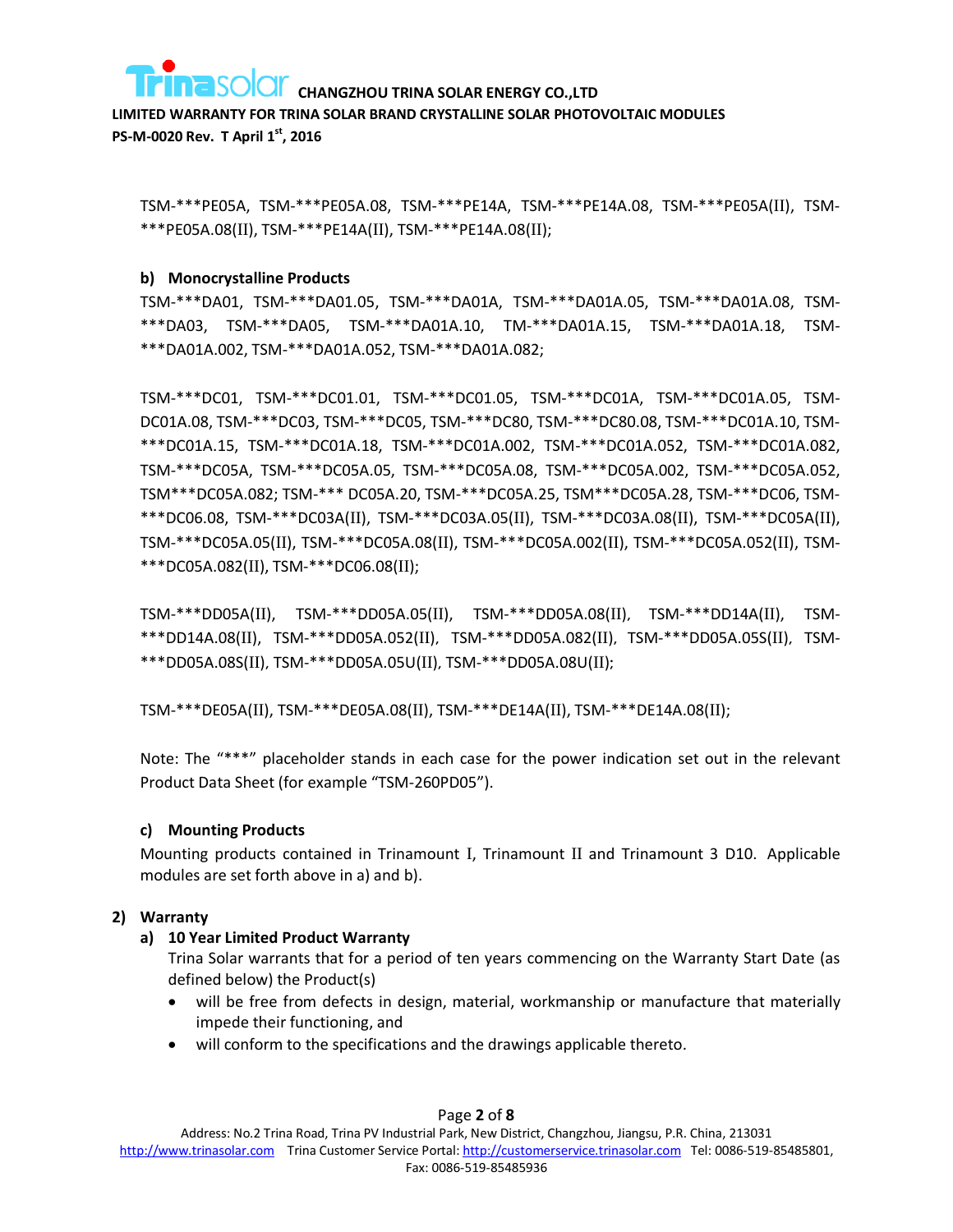TSM-***PE05A, TSM-***PE05A.08, TSM-***PE14A, TSM-***PE14A.08, TSM-***PE05A(II), TSM-***PE05A.08(II), TSM-***PE14A(II), TSM-***PE14A.08(II);

**b) Monocrystalline Products**

TSM-***DA01, TSM-***DA01.05, TSM-***DA01A, TSM-***DA01A.05, TSM-***DA01A.08, TSM-***DA03, TSM-***DA05, TSM-***DA01A.10, TM-***DA01A.15, TSM-***DA01A.18, TSM-***DA01A.002, TSM-***DA01A.052, TSM-***DA01A.082;

TSM-***DC01, TSM-***DC01.01, TSM-***DC01.05, TSM-***DC01A, TSM-***DC01A.05, TSM-DC01A.08, TSM-***DC03, TSM-***DC05, TSM-***DC80, TSM-***DC80.08, TSM-***DC01A.10, TSM-***DC01A.15, TSM-***DC01A.18, TSM-***DC01A.002, TSM-***DC01A.052, TSM-***DC01A.082, TSM-***DC05A, TSM-***DC05A.05, TSM-***DC05A.08, TSM-***DC05A.002, TSM-***DC05A.052, TSM***DC05A.082; TSM-*** DC05A.20, TSM-***DC05A.25, TSM***DC05A.28, TSM-***DC06, TSM-***DC06.08, TSM-***DC03A(II), TSM-***DC03A.05(II), TSM-***DC03A.08(II), TSM-***DC05A(II), TSM-***DC05A.05(II), TSM-***DC05A.08(II), TSM-***DC05A.002(II), TSM-***DC05A.052(II), TSM-***DC05A.082(II), TSM-***DC06.08(II);

TSM-***DD05A(II), TSM-***DD05A.05(II), TSM-***DD05A.08(II), TSM-***DD14A(II), TSM-***DD14A.08(II), TSM-***DD05A.052(II), TSM-***DD05A.082(II), TSM-***DD05A.05S(II), TSM-***DD05A.08S(II), TSM-***DD05A.05U(II), TSM-***DD05A.08U(II);

TSM-***DE05A(II), TSM-***DE05A.08(II), TSM-***DE14A(II), TSM-***DE14A.08(II);

Note: The "***" placeholder stands in each case for the power indication set out in the relevant Product Data Sheet (for example "TSM-260PD05").

**c) Mounting Products**

Mounting products contained in Trinamount I, Trinamount II and Trinamount 3 D10. Applicable modules are set forth above in a) and b).

## 2) Warranty

### a) 10 Year Limited Product Warranty

Trina Solar warrants that for a period of ten years commencing on the Warranty Start Date (as defined below) the Product(s)

- will be free from defects in design, material, workmanship or manufacture that materially impede their functioning, and
- will conform to the specifications and the drawings applicable thereto.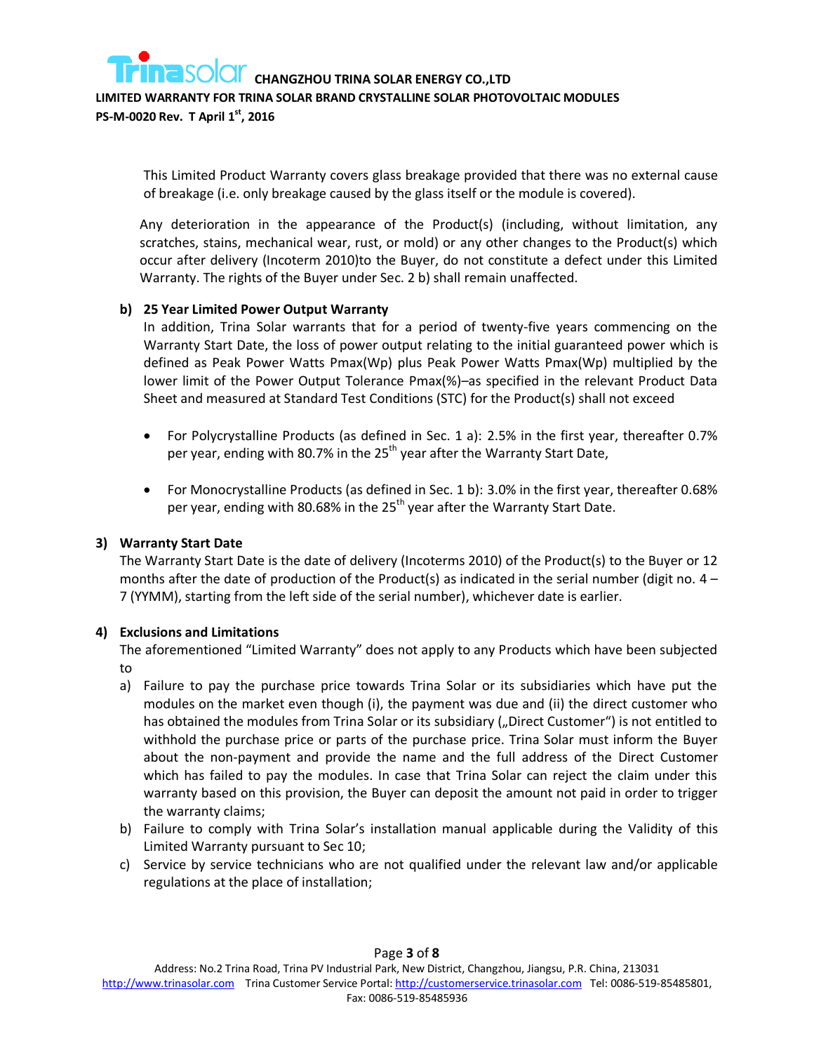This Limited Product Warranty covers glass breakage provided that there was no external cause of breakage (i.e. only breakage caused by the glass itself or the module is covered).

Any deterioration in the appearance of the Product(s) (including, without limitation, any scratches, stains, mechanical wear, rust, or mold) or any other changes to the Product(s) which occur after delivery (Incoterm 2010)to the Buyer, do not constitute a defect under this Limited Warranty. The rights of the Buyer under Sec. 2 b) shall remain unaffected.

**b) 25 Year Limited Power Output Warranty**

In addition, Trina Solar warrants that for a period of twenty-five years commencing on the Warranty Start Date, the loss of power output relating to the initial guaranteed power which is defined as Peak Power Watts Pmax(Wp) plus Peak Power Watts Pmax(Wp) multiplied by the lower limit of the Power Output Tolerance Pmax(%)–as specified in the relevant Product Data Sheet and measured at Standard Test Conditions (STC) for the Product(s) shall not exceed

- For Polycrystalline Products (as defined in Sec. 1 a): 2.5% in the first year, thereafter 0.7% per year, ending with 80.7% in the 25th year after the Warranty Start Date,
- For Monocrystalline Products (as defined in Sec. 1 b): 3.0% in the first year, thereafter 0.68% per year, ending with 80.68% in the 25th year after the Warranty Start Date.

## 3) Warranty Start Date

The Warranty Start Date is the date of delivery (Incoterms 2010) of the Product(s) to the Buyer or 12 months after the date of production of the Product(s) as indicated in the serial number (digit no. 4 – 7 (YYMM), starting from the left side of the serial number), whichever date is earlier.

## 4) Exclusions and Limitations

The aforementioned "Limited Warranty" does not apply to any Products which have been subjected to

a) Failure to pay the purchase price towards Trina Solar or its subsidiaries which have put the modules on the market even though (i), the payment was due and (ii) the direct customer who has obtained the modules from Trina Solar or its subsidiary („Direct Customer") is not entitled to withhold the purchase price or parts of the purchase price. Trina Solar must inform the Buyer about the non-payment and provide the name and the full address of the Direct Customer which has failed to pay the modules. In case that Trina Solar can reject the claim under this warranty based on this provision, the Buyer can deposit the amount not paid in order to trigger the warranty claims;

b) Failure to comply with Trina Solar's installation manual applicable during the Validity of this Limited Warranty pursuant to Sec 10;

c) Service by service technicians who are not qualified under the relevant law and/or applicable regulations at the place of installation;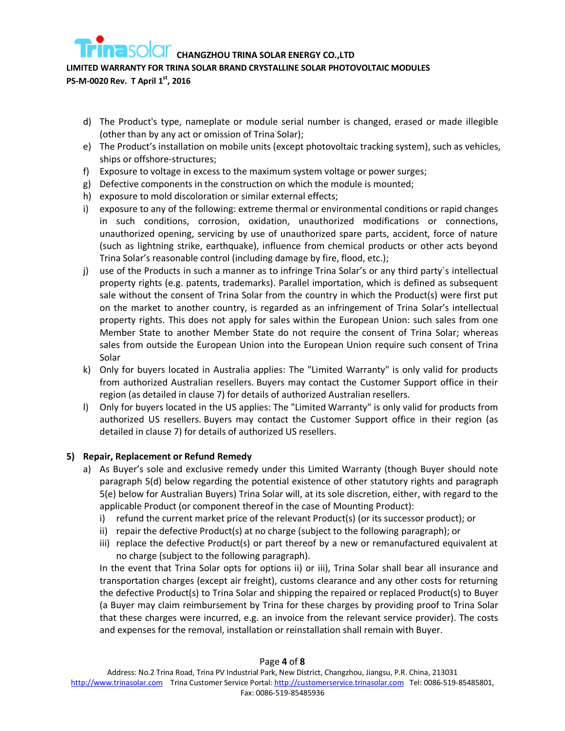d) The Product's type, nameplate or module serial number is changed, erased or made illegible (other than by any act or omission of Trina Solar);
e) The Product's installation on mobile units (except photovoltaic tracking system), such as vehicles, ships or offshore-structures;
f) Exposure to voltage in excess to the maximum system voltage or power surges;
g) Defective components in the construction on which the module is mounted;
h) exposure to mold discoloration or similar external effects;
i) exposure to any of the following: extreme thermal or environmental conditions or rapid changes in such conditions, corrosion, oxidation, unauthorized modifications or connections, unauthorized opening, servicing by use of unauthorized spare parts, accident, force of nature (such as lightning strike, earthquake), influence from chemical products or other acts beyond Trina Solar's reasonable control (including damage by fire, flood, etc.);
j) use of the Products in such a manner as to infringe Trina Solar's or any third party`s intellectual property rights (e.g. patents, trademarks). Parallel importation, which is defined as subsequent sale without the consent of Trina Solar from the country in which the Product(s) were first put on the market to another country, is regarded as an infringement of Trina Solar's intellectual property rights. This does not apply for sales within the European Union: such sales from one Member State to another Member State do not require the consent of Trina Solar; whereas sales from outside the European Union into the European Union require such consent of Trina Solar
k) Only for buyers located in Australia applies: The "Limited Warranty" is only valid for products from authorized Australian resellers. Buyers may contact the Customer Support office in their region (as detailed in clause 7) for details of authorized Australian resellers.
l) Only for buyers located in the US applies: The "Limited Warranty" is only valid for products from authorized US resellers. Buyers may contact the Customer Support office in their region (as detailed in clause 7) for details of authorized US resellers.

## 5) Repair, Replacement or Refund Remedy

a) As Buyer's sole and exclusive remedy under this Limited Warranty (though Buyer should note paragraph 5(d) below regarding the potential existence of other statutory rights and paragraph 5(e) below for Australian Buyers) Trina Solar will, at its sole discretion, either, with regard to the applicable Product (or component thereof in the case of Mounting Product):
   i) refund the current market price of the relevant Product(s) (or its successor product); or
   ii) repair the defective Product(s) at no charge (subject to the following paragraph); or
   iii) replace the defective Product(s) or part thereof by a new or remanufactured equivalent at no charge (subject to the following paragraph).

   In the event that Trina Solar opts for options ii) or iii), Trina Solar shall bear all insurance and transportation charges (except air freight), customs clearance and any other costs for returning the defective Product(s) to Trina Solar and shipping the repaired or replaced Product(s) to Buyer (a Buyer may claim reimbursement by Trina for these charges by providing proof to Trina Solar that these charges were incurred, e.g. an invoice from the relevant service provider). The costs and expenses for the removal, installation or reinstallation shall remain with Buyer.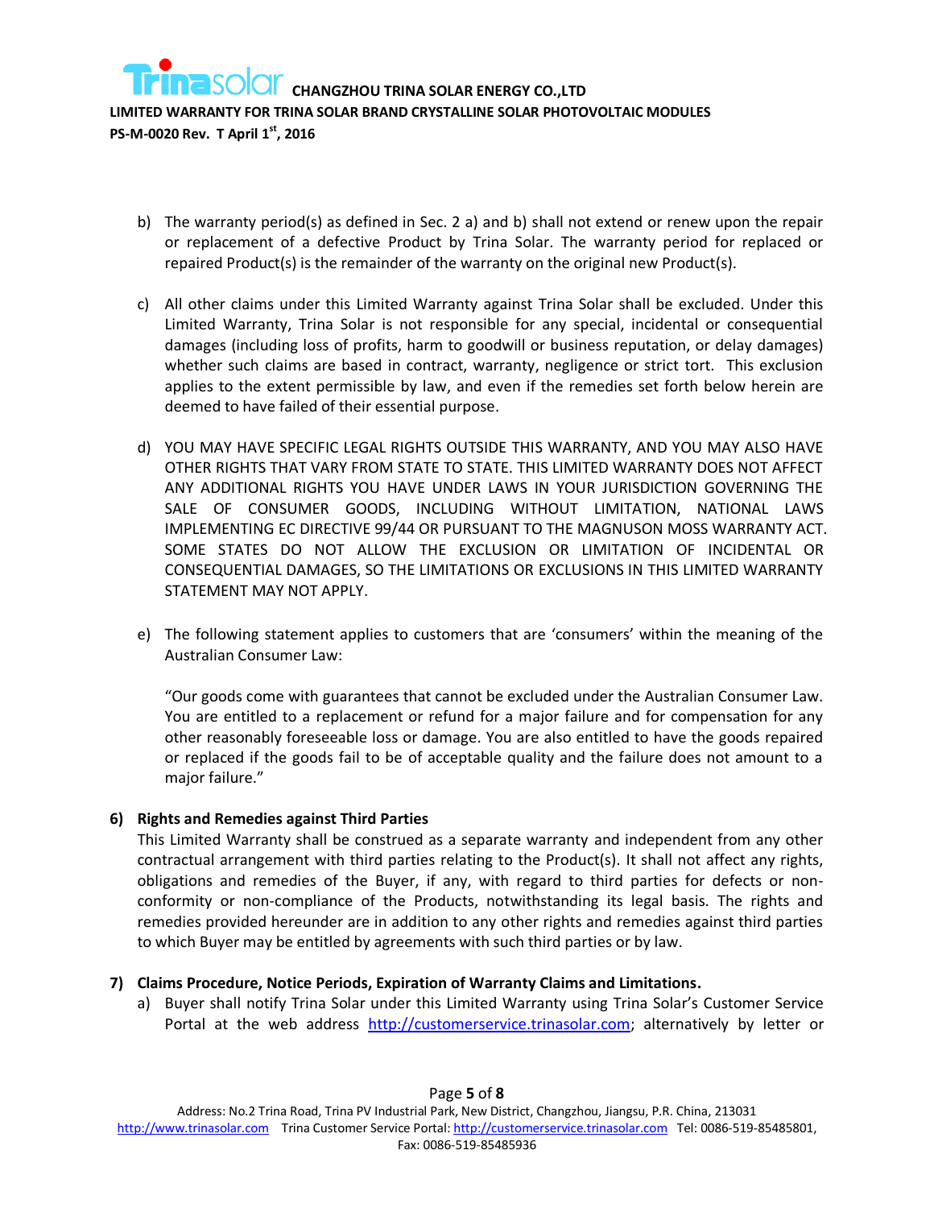b) The warranty period(s) as defined in Sec. 2 a) and b) shall not extend or renew upon the repair or replacement of a defective Product by Trina Solar. The warranty period for replaced or repaired Product(s) is the remainder of the warranty on the original new Product(s).

c) All other claims under this Limited Warranty against Trina Solar shall be excluded. Under this Limited Warranty, Trina Solar is not responsible for any special, incidental or consequential damages (including loss of profits, harm to goodwill or business reputation, or delay damages) whether such claims are based in contract, warranty, negligence or strict tort. This exclusion applies to the extent permissible by law, and even if the remedies set forth below herein are deemed to have failed of their essential purpose.

d) YOU MAY HAVE SPECIFIC LEGAL RIGHTS OUTSIDE THIS WARRANTY, AND YOU MAY ALSO HAVE OTHER RIGHTS THAT VARY FROM STATE TO STATE. THIS LIMITED WARRANTY DOES NOT AFFECT ANY ADDITIONAL RIGHTS YOU HAVE UNDER LAWS IN YOUR JURISDICTION GOVERNING THE SALE OF CONSUMER GOODS, INCLUDING WITHOUT LIMITATION, NATIONAL LAWS IMPLEMENTING EC DIRECTIVE 99/44 OR PURSUANT TO THE MAGNUSON MOSS WARRANTY ACT. SOME STATES DO NOT ALLOW THE EXCLUSION OR LIMITATION OF INCIDENTAL OR CONSEQUENTIAL DAMAGES, SO THE LIMITATIONS OR EXCLUSIONS IN THIS LIMITED WARRANTY STATEMENT MAY NOT APPLY.

e) The following statement applies to customers that are 'consumers' within the meaning of the Australian Consumer Law:

   "Our goods come with guarantees that cannot be excluded under the Australian Consumer Law. You are entitled to a replacement or refund for a major failure and for compensation for any other reasonably foreseeable loss or damage. You are also entitled to have the goods repaired or replaced if the goods fail to be of acceptable quality and the failure does not amount to a major failure."

**6) Rights and Remedies against Third Parties**

This Limited Warranty shall be construed as a separate warranty and independent from any other contractual arrangement with third parties relating to the Product(s). It shall not affect any rights, obligations and remedies of the Buyer, if any, with regard to third parties for defects or non-conformity or non-compliance of the Products, notwithstanding its legal basis. The rights and remedies provided hereunder are in addition to any other rights and remedies against third parties to which Buyer may be entitled by agreements with such third parties or by law.

**7) Claims Procedure, Notice Periods, Expiration of Warranty Claims and Limitations.**

a) Buyer shall notify Trina Solar under this Limited Warranty using Trina Solar's Customer Service Portal at the web address http://customerservice.trinasolar.com; alternatively by letter or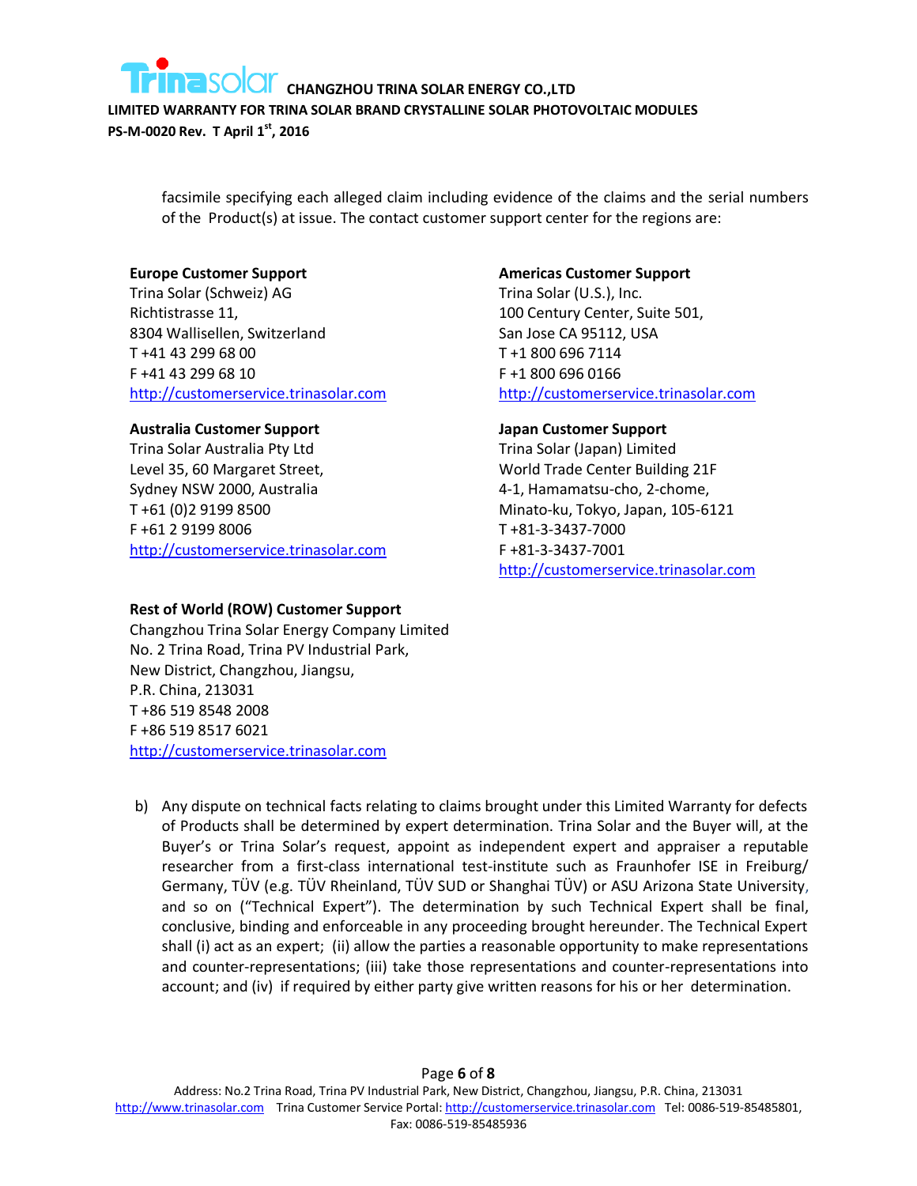facsimile specifying each alleged claim including evidence of the claims and the serial numbers of the Product(s) at issue. The contact customer support center for the regions are:

**Europe Customer Support**
Trina Solar (Schweiz) AG
Richtistrasse 11,
8304 Wallisellen, Switzerland
T +41 43 299 68 00
F +41 43 299 68 10
http://customerservice.trinasolar.com

**Americas Customer Support**
Trina Solar (U.S.), Inc.
100 Century Center, Suite 501,
San Jose CA 95112, USA
T +1 800 696 7114
F +1 800 696 0166
http://customerservice.trinasolar.com

**Australia Customer Support**
Trina Solar Australia Pty Ltd
Level 35, 60 Margaret Street,
Sydney NSW 2000, Australia
T +61 (0)2 9199 8500
F +61 2 9199 8006
http://customerservice.trinasolar.com

**Japan Customer Support**
Trina Solar (Japan) Limited
World Trade Center Building 21F
4-1, Hamamatsu-cho, 2-chome,
Minato-ku, Tokyo, Japan, 105-6121
T +81-3-3437-7000
F +81-3-3437-7001
http://customerservice.trinasolar.com

**Rest of World (ROW) Customer Support**
Changzhou Trina Solar Energy Company Limited
No. 2 Trina Road, Trina PV Industrial Park,
New District, Changzhou, Jiangsu,
P.R. China, 213031
T +86 519 8548 2008
F +86 519 8517 6021
http://customerservice.trinasolar.com

b) Any dispute on technical facts relating to claims brought under this Limited Warranty for defects of Products shall be determined by expert determination. Trina Solar and the Buyer will, at the Buyer's or Trina Solar's request, appoint as independent expert and appraiser a reputable researcher from a first-class international test-institute such as Fraunhofer ISE in Freiburg/ Germany, TÜV (e.g. TÜV Rheinland, TÜV SUD or Shanghai TÜV) or ASU Arizona State University, and so on ("Technical Expert"). The determination by such Technical Expert shall be final, conclusive, binding and enforceable in any proceeding brought hereunder. The Technical Expert shall (i) act as an expert; (ii) allow the parties a reasonable opportunity to make representations and counter-representations; (iii) take those representations and counter-representations into account; and (iv) if required by either party give written reasons for his or her determination.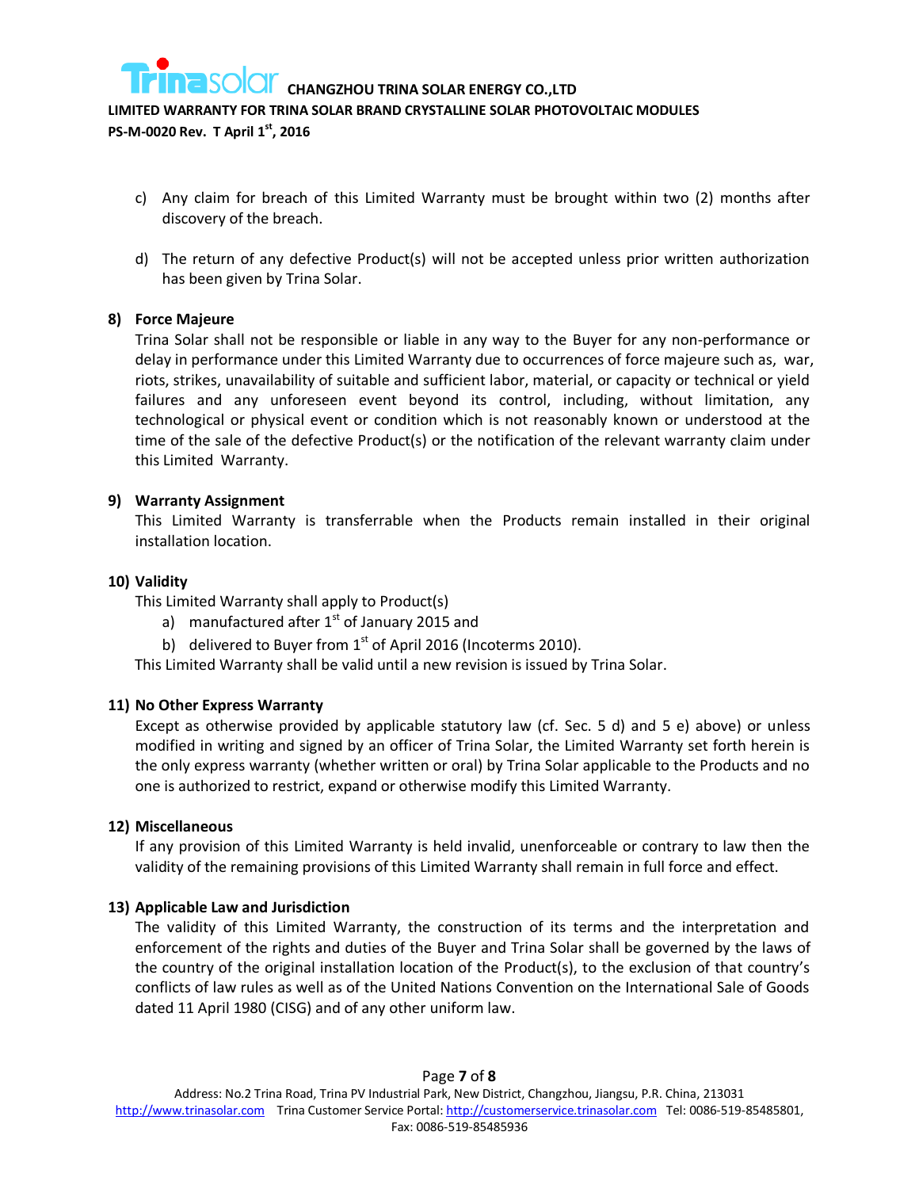c) Any claim for breach of this Limited Warranty must be brought within two (2) months after discovery of the breach.

d) The return of any defective Product(s) will not be accepted unless prior written authorization has been given by Trina Solar.

**8) Force Majeure**

Trina Solar shall not be responsible or liable in any way to the Buyer for any non-performance or delay in performance under this Limited Warranty due to occurrences of force majeure such as, war, riots, strikes, unavailability of suitable and sufficient labor, material, or capacity or technical or yield failures and any unforeseen event beyond its control, including, without limitation, any technological or physical event or condition which is not reasonably known or understood at the time of the sale of the defective Product(s) or the notification of the relevant warranty claim under this Limited Warranty.

**9) Warranty Assignment**

This Limited Warranty is transferrable when the Products remain installed in their original installation location.

**10) Validity**

This Limited Warranty shall apply to Product(s)

a) manufactured after 1st of January 2015 and

b) delivered to Buyer from 1st of April 2016 (Incoterms 2010).

This Limited Warranty shall be valid until a new revision is issued by Trina Solar.

**11) No Other Express Warranty**

Except as otherwise provided by applicable statutory law (cf. Sec. 5 d) and 5 e) above) or unless modified in writing and signed by an officer of Trina Solar, the Limited Warranty set forth herein is the only express warranty (whether written or oral) by Trina Solar applicable to the Products and no one is authorized to restrict, expand or otherwise modify this Limited Warranty.

**12) Miscellaneous**

If any provision of this Limited Warranty is held invalid, unenforceable or contrary to law then the validity of the remaining provisions of this Limited Warranty shall remain in full force and effect.

**13) Applicable Law and Jurisdiction**

The validity of this Limited Warranty, the construction of its terms and the interpretation and enforcement of the rights and duties of the Buyer and Trina Solar shall be governed by the laws of the country of the original installation location of the Product(s), to the exclusion of that country's conflicts of law rules as well as of the United Nations Convention on the International Sale of Goods dated 11 April 1980 (CISG) and of any other uniform law.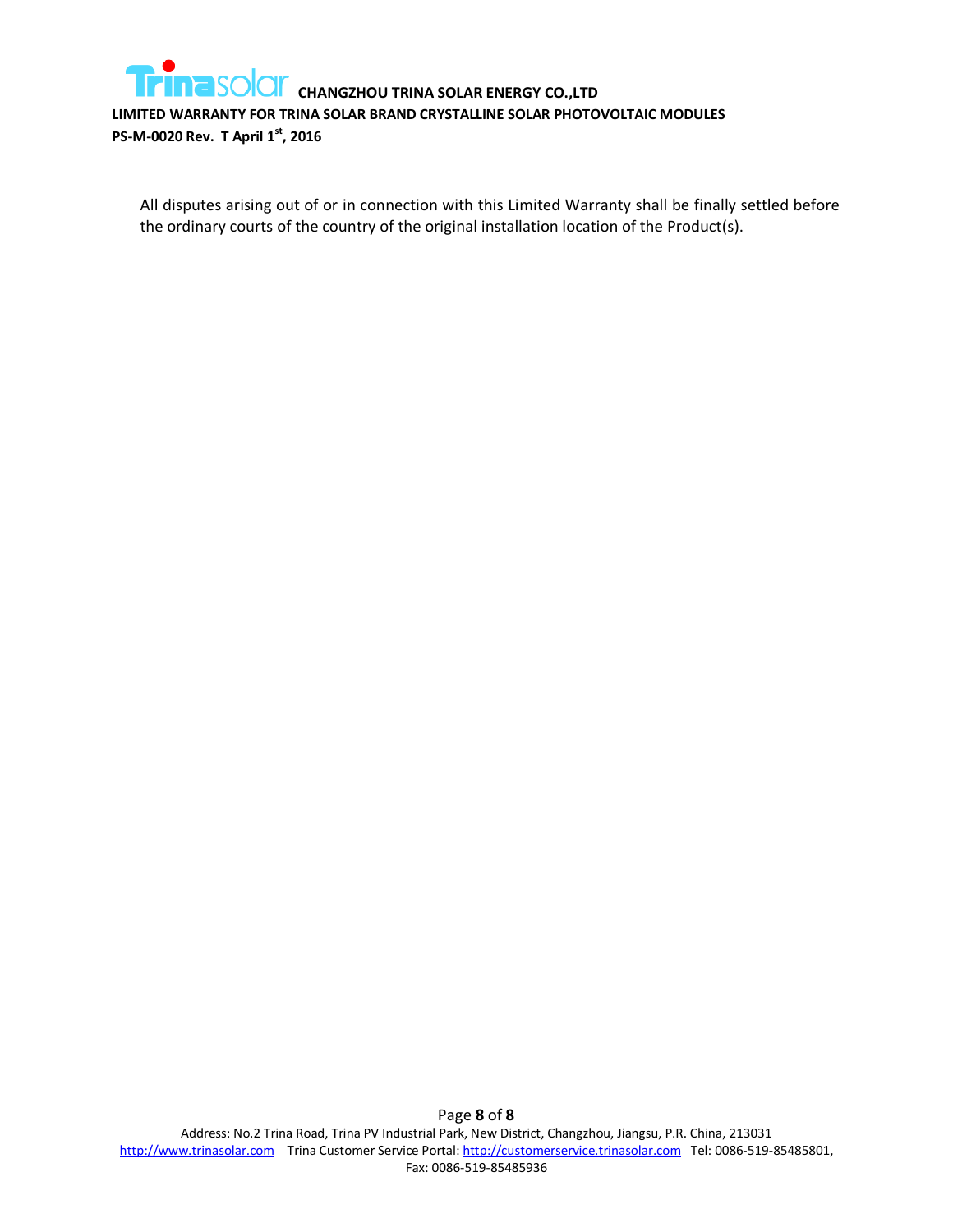All disputes arising out of or in connection with this Limited Warranty shall be finally settled before the ordinary courts of the country of the original installation location of the Product(s).